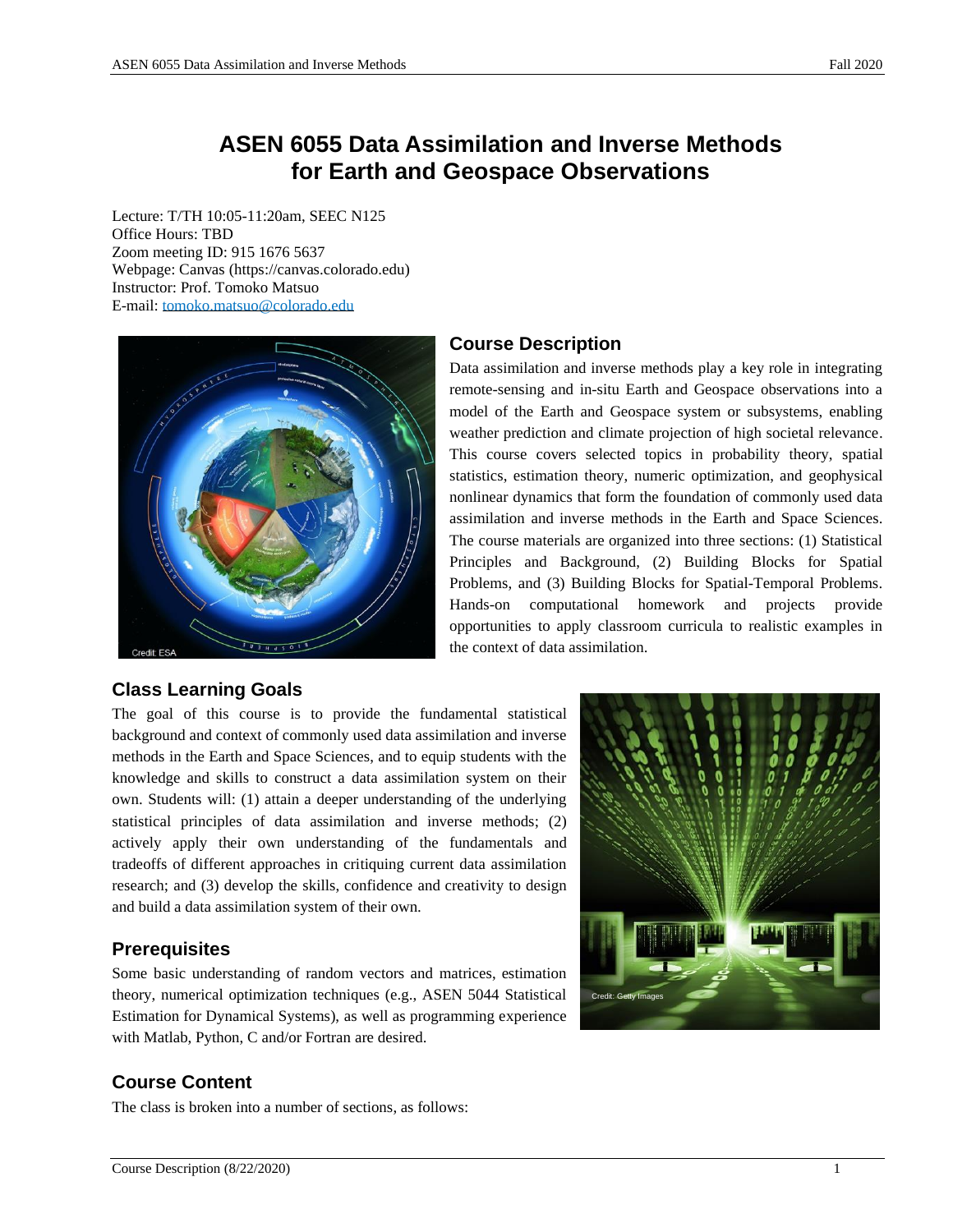# ASEN 6055 Data Assimilation and Inverse Methods for Earth and Geospace Observations

Lecture: T/TH 10:05-11:20am, SEEC N125
Office Hours: TBD
Zoom meeting ID: 915 1676 5637
Webpage: Canvas (https://canvas.colorado.edu)
Instructor: Prof. Tomoko Matsuo
E-mail: tomoko.matsuo@colorado.edu

## Course Description

Data assimilation and inverse methods play a key role in integrating remote-sensing and in-situ Earth and Geospace observations into a model of the Earth and Geospace system or subsystems, enabling weather prediction and climate projection of high societal relevance. This course covers selected topics in probability theory, spatial statistics, estimation theory, numeric optimization, and geophysical nonlinear dynamics that form the foundation of commonly used data assimilation and inverse methods in the Earth and Space Sciences. The course materials are organized into three sections: (1) Statistical Principles and Background, (2) Building Blocks for Spatial Problems, and (3) Building Blocks for Spatial-Temporal Problems. Hands-on computational homework and projects provide opportunities to apply classroom curricula to realistic examples in the context of data assimilation.

## Class Learning Goals

The goal of this course is to provide the fundamental statistical background and context of commonly used data assimilation and inverse methods in the Earth and Space Sciences, and to equip students with the knowledge and skills to construct a data assimilation system on their own. Students will: (1) attain a deeper understanding of the underlying statistical principles of data assimilation and inverse methods; (2) actively apply their own understanding of the fundamentals and tradeoffs of different approaches in critiquing current data assimilation research; and (3) develop the skills, confidence and creativity to design and build a data assimilation system of their own.

## Prerequisites

Some basic understanding of random vectors and matrices, estimation theory, numerical optimization techniques (e.g., ASEN 5044 Statistical Estimation for Dynamical Systems), as well as programming experience with Matlab, Python, C and/or Fortran are desired.

## Course Content

The class is broken into a number of sections, as follows: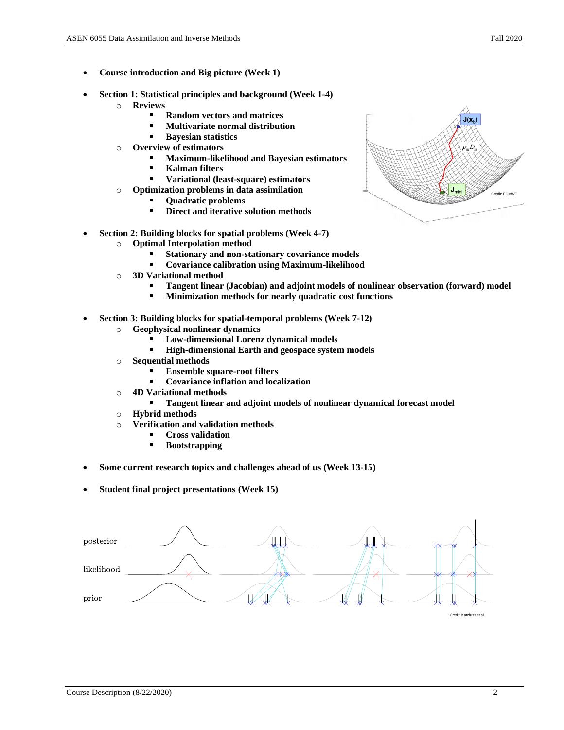- **Course introduction and Big picture (Week 1)**

- **Section 1: Statistical principles and background (Week 1-4)**
  - **Reviews**
    - **Random vectors and matrices**
    - **Multivariate normal distribution**
    - **Bayesian statistics**
  - **Overview of estimators**
    - **Maximum-likelihood and Bayesian estimators**
    - **Kalman filters**
    - **Variational (least-square) estimators**
  - **Optimization problems in data assimilation**
    - **Quadratic problems**
    - **Direct and iterative solution methods**

- **Section 2: Building blocks for spatial problems (Week 4-7)**
  - **Optimal Interpolation method**
    - **Stationary and non-stationary covariance models**
    - **Covariance calibration using Maximum-likelihood**
  - **3D Variational method**
    - **Tangent linear (Jacobian) and adjoint models of nonlinear observation (forward) model**
    - **Minimization methods for nearly quadratic cost functions**

- **Section 3: Building blocks for spatial-temporal problems (Week 7-12)**
  - **Geophysical nonlinear dynamics**
    - **Low-dimensional Lorenz dynamical models**
    - **High-dimensional Earth and geospace system models**
  - **Sequential methods**
    - **Ensemble square-root filters**
    - **Covariance inflation and localization**
  - **4D Variational methods**
    - **Tangent linear and adjoint models of nonlinear dynamical forecast model**
  - **Hybrid methods**
  - **Verification and validation methods**
    - **Cross validation**
    - **Bootstrapping**

- **Some current research topics and challenges ahead of us (Week 13-15)**

- **Student final project presentations (Week 15)**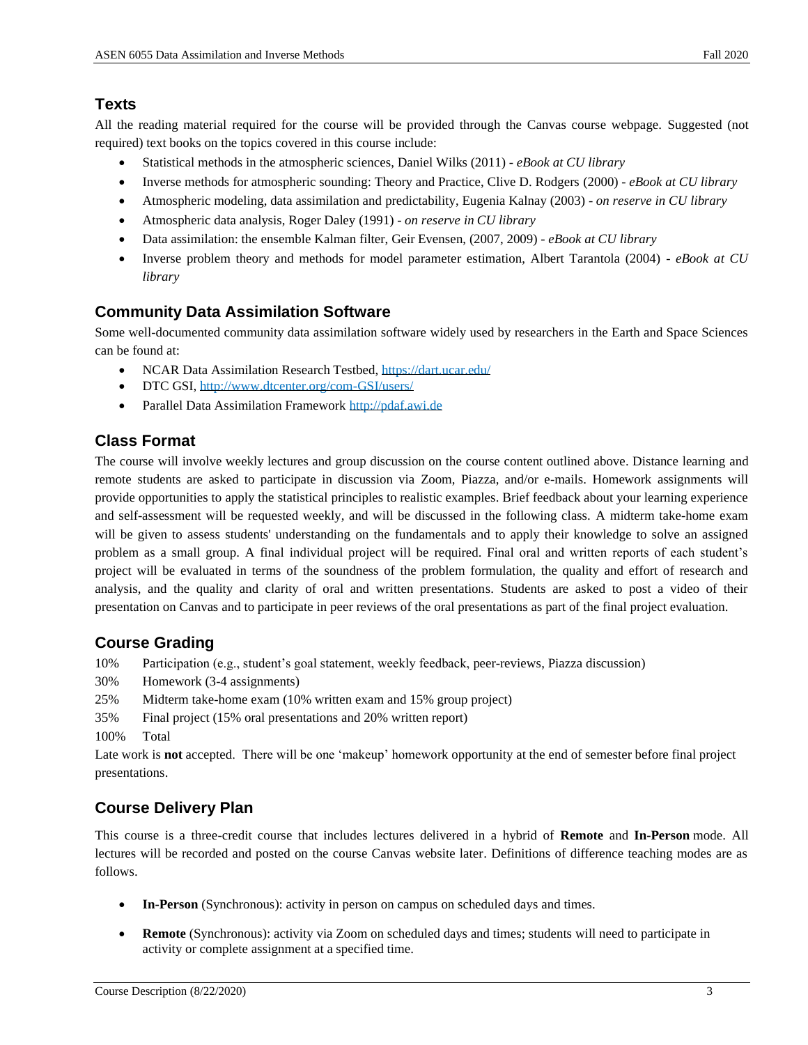## Texts

All the reading material required for the course will be provided through the Canvas course webpage. Suggested (not required) text books on the topics covered in this course include:

- Statistical methods in the atmospheric sciences, Daniel Wilks (2011) - *eBook at CU library*
- Inverse methods for atmospheric sounding: Theory and Practice, Clive D. Rodgers (2000) - *eBook at CU library*
- Atmospheric modeling, data assimilation and predictability, Eugenia Kalnay (2003) - *on reserve in CU library*
- Atmospheric data analysis, Roger Daley (1991) - *on reserve in CU library*
- Data assimilation: the ensemble Kalman filter, Geir Evensen, (2007, 2009) - *eBook at CU library*
- Inverse problem theory and methods for model parameter estimation, Albert Tarantola (2004) - *eBook at CU library*

## Community Data Assimilation Software

Some well-documented community data assimilation software widely used by researchers in the Earth and Space Sciences can be found at:

- NCAR Data Assimilation Research Testbed, https://dart.ucar.edu/
- DTC GSI, http://www.dtcenter.org/com-GSI/users/
- Parallel Data Assimilation Framework http://pdaf.awi.de

## Class Format

The course will involve weekly lectures and group discussion on the course content outlined above. Distance learning and remote students are asked to participate in discussion via Zoom, Piazza, and/or e-mails. Homework assignments will provide opportunities to apply the statistical principles to realistic examples. Brief feedback about your learning experience and self-assessment will be requested weekly, and will be discussed in the following class. A midterm take-home exam will be given to assess students' understanding on the fundamentals and to apply their knowledge to solve an assigned problem as a small group. A final individual project will be required. Final oral and written reports of each student's project will be evaluated in terms of the soundness of the problem formulation, the quality and effort of research and analysis, and the quality and clarity of oral and written presentations. Students are asked to post a video of their presentation on Canvas and to participate in peer reviews of the oral presentations as part of the final project evaluation.

## Course Grading

10% Participation (e.g., student's goal statement, weekly feedback, peer-reviews, Piazza discussion)
30% Homework (3-4 assignments)
25% Midterm take-home exam (10% written exam and 15% group project)
35% Final project (15% oral presentations and 20% written report)
100% Total

Late work is **not** accepted. There will be one 'makeup' homework opportunity at the end of semester before final project presentations.

## Course Delivery Plan

This course is a three-credit course that includes lectures delivered in a hybrid of **Remote** and **In-Person** mode. All lectures will be recorded and posted on the course Canvas website later. Definitions of difference teaching modes are as follows.

- **In-Person** (Synchronous): activity in person on campus on scheduled days and times.
- **Remote** (Synchronous): activity via Zoom on scheduled days and times; students will need to participate in activity or complete assignment at a specified time.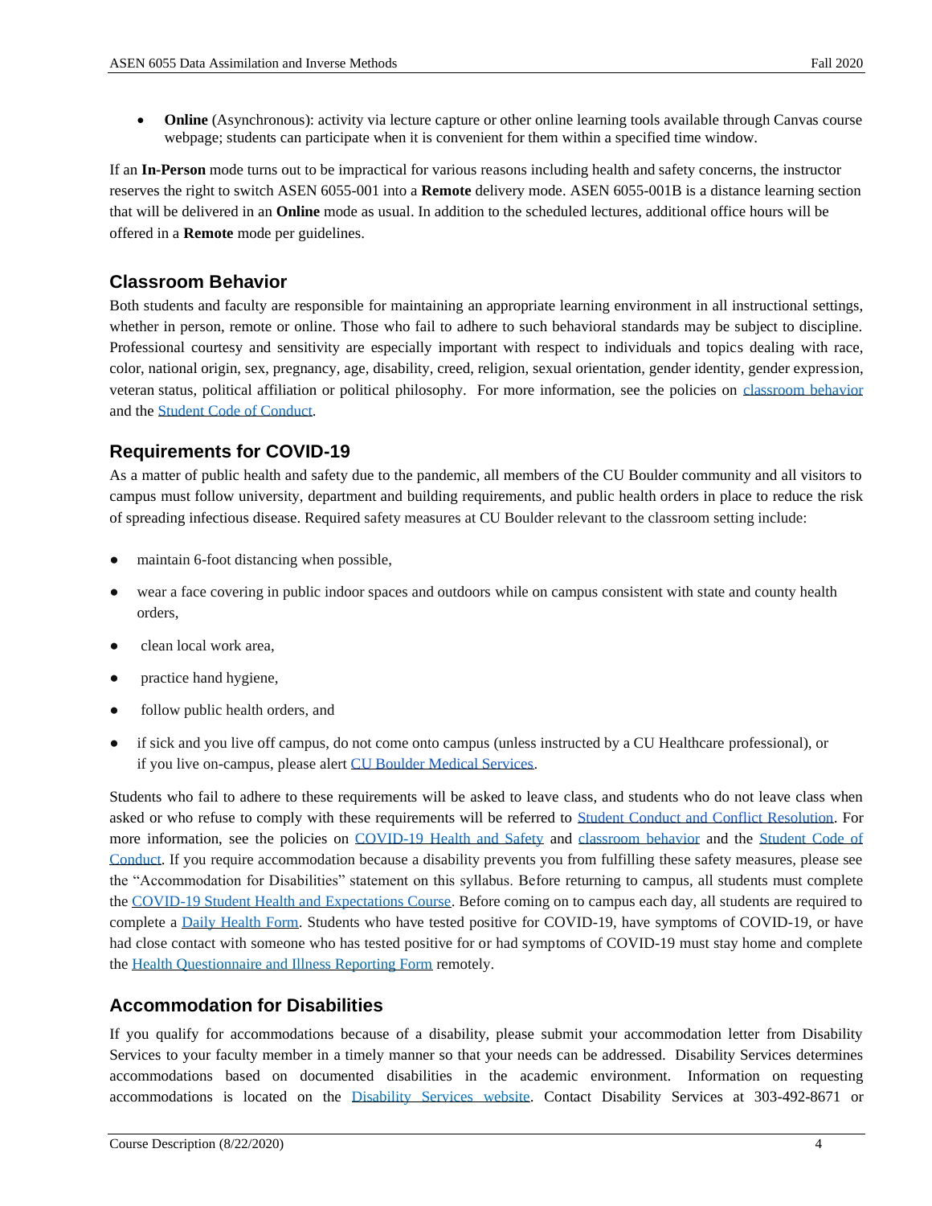- **Online** (Asynchronous): activity via lecture capture or other online learning tools available through Canvas course webpage; students can participate when it is convenient for them within a specified time window.

If an **In-Person** mode turns out to be impractical for various reasons including health and safety concerns, the instructor reserves the right to switch ASEN 6055-001 into a **Remote** delivery mode. ASEN 6055-001B is a distance learning section that will be delivered in an **Online** mode as usual. In addition to the scheduled lectures, additional office hours will be offered in a **Remote** mode per guidelines.

## Classroom Behavior

Both students and faculty are responsible for maintaining an appropriate learning environment in all instructional settings, whether in person, remote or online. Those who fail to adhere to such behavioral standards may be subject to discipline. Professional courtesy and sensitivity are especially important with respect to individuals and topics dealing with race, color, national origin, sex, pregnancy, age, disability, creed, religion, sexual orientation, gender identity, gender expression, veteran status, political affiliation or political philosophy. For more information, see the policies on classroom behavior and the Student Code of Conduct.

## Requirements for COVID-19

As a matter of public health and safety due to the pandemic, all members of the CU Boulder community and all visitors to campus must follow university, department and building requirements, and public health orders in place to reduce the risk of spreading infectious disease. Required safety measures at CU Boulder relevant to the classroom setting include:

- maintain 6-foot distancing when possible,
- wear a face covering in public indoor spaces and outdoors while on campus consistent with state and county health orders,
- clean local work area,
- practice hand hygiene,
- follow public health orders, and
- if sick and you live off campus, do not come onto campus (unless instructed by a CU Healthcare professional), or if you live on-campus, please alert CU Boulder Medical Services.

Students who fail to adhere to these requirements will be asked to leave class, and students who do not leave class when asked or who refuse to comply with these requirements will be referred to Student Conduct and Conflict Resolution. For more information, see the policies on COVID-19 Health and Safety and classroom behavior and the Student Code of Conduct. If you require accommodation because a disability prevents you from fulfilling these safety measures, please see the "Accommodation for Disabilities" statement on this syllabus. Before returning to campus, all students must complete the COVID-19 Student Health and Expectations Course. Before coming on to campus each day, all students are required to complete a Daily Health Form. Students who have tested positive for COVID-19, have symptoms of COVID-19, or have had close contact with someone who has tested positive for or had symptoms of COVID-19 must stay home and complete the Health Questionnaire and Illness Reporting Form remotely.

## Accommodation for Disabilities

If you qualify for accommodations because of a disability, please submit your accommodation letter from Disability Services to your faculty member in a timely manner so that your needs can be addressed. Disability Services determines accommodations based on documented disabilities in the academic environment. Information on requesting accommodations is located on the Disability Services website. Contact Disability Services at 303-492-8671 or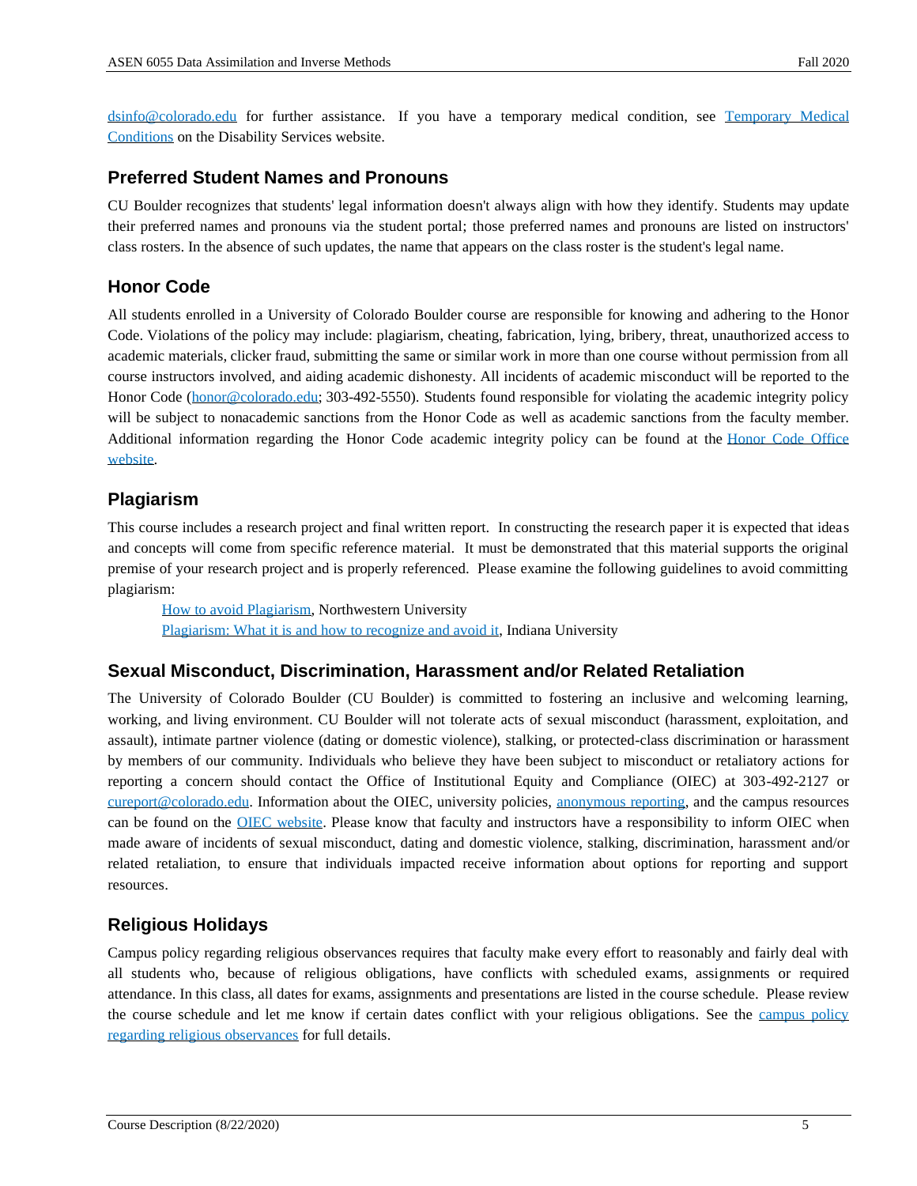dsinfo@colorado.edu for further assistance. If you have a temporary medical condition, see Temporary Medical Conditions on the Disability Services website.

## Preferred Student Names and Pronouns

CU Boulder recognizes that students' legal information doesn't always align with how they identify. Students may update their preferred names and pronouns via the student portal; those preferred names and pronouns are listed on instructors' class rosters. In the absence of such updates, the name that appears on the class roster is the student's legal name.

## Honor Code

All students enrolled in a University of Colorado Boulder course are responsible for knowing and adhering to the Honor Code. Violations of the policy may include: plagiarism, cheating, fabrication, lying, bribery, threat, unauthorized access to academic materials, clicker fraud, submitting the same or similar work in more than one course without permission from all course instructors involved, and aiding academic dishonesty. All incidents of academic misconduct will be reported to the Honor Code (honor@colorado.edu; 303-492-5550). Students found responsible for violating the academic integrity policy will be subject to nonacademic sanctions from the Honor Code as well as academic sanctions from the faculty member. Additional information regarding the Honor Code academic integrity policy can be found at the Honor Code Office website.

## Plagiarism

This course includes a research project and final written report. In constructing the research paper it is expected that ideas and concepts will come from specific reference material. It must be demonstrated that this material supports the original premise of your research project and is properly referenced. Please examine the following guidelines to avoid committing plagiarism:

- How to avoid Plagiarism, Northwestern University
- Plagiarism: What it is and how to recognize and avoid it, Indiana University

## Sexual Misconduct, Discrimination, Harassment and/or Related Retaliation

The University of Colorado Boulder (CU Boulder) is committed to fostering an inclusive and welcoming learning, working, and living environment. CU Boulder will not tolerate acts of sexual misconduct (harassment, exploitation, and assault), intimate partner violence (dating or domestic violence), stalking, or protected-class discrimination or harassment by members of our community. Individuals who believe they have been subject to misconduct or retaliatory actions for reporting a concern should contact the Office of Institutional Equity and Compliance (OIEC) at 303-492-2127 or cureport@colorado.edu. Information about the OIEC, university policies, anonymous reporting, and the campus resources can be found on the OIEC website. Please know that faculty and instructors have a responsibility to inform OIEC when made aware of incidents of sexual misconduct, dating and domestic violence, stalking, discrimination, harassment and/or related retaliation, to ensure that individuals impacted receive information about options for reporting and support resources.

## Religious Holidays

Campus policy regarding religious observances requires that faculty make every effort to reasonably and fairly deal with all students who, because of religious obligations, have conflicts with scheduled exams, assignments or required attendance. In this class, all dates for exams, assignments and presentations are listed in the course schedule. Please review the course schedule and let me know if certain dates conflict with your religious obligations. See the campus policy regarding religious observances for full details.